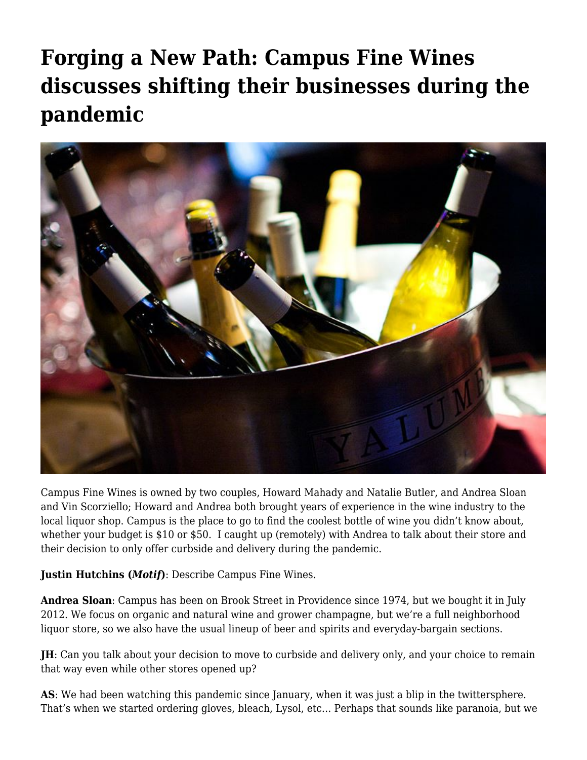# Forging a New Path: Campus Fine Wines discusses shifting their businesses during the pandemic

Campus Fine Wines is owned by two couples, Howard Mahady and Natalie Butler, and Andrea Sloan and Vin Scorziello; Howard and Andrea both brought years of experience in the wine industry to the local liquor shop. Campus is the place to go to find the coolest bottle of wine you didn't know about, whether your budget is $10 or $50. I caught up (remotely) with Andrea to talk about their store and their decision to only offer curbside and delivery during the pandemic.

**Justin Hutchins (*Motif*)**: Describe Campus Fine Wines.

**Andrea Sloan**: Campus has been on Brook Street in Providence since 1974, but we bought it in July 2012. We focus on organic and natural wine and grower champagne, but we're a full neighborhood liquor store, so we also have the usual lineup of beer and spirits and everyday-bargain sections.

**JH**: Can you talk about your decision to move to curbside and delivery only, and your choice to remain that way even while other stores opened up?

**AS**: We had been watching this pandemic since January, when it was just a blip in the twittersphere. That's when we started ordering gloves, bleach, Lysol, etc… Perhaps that sounds like paranoia, but we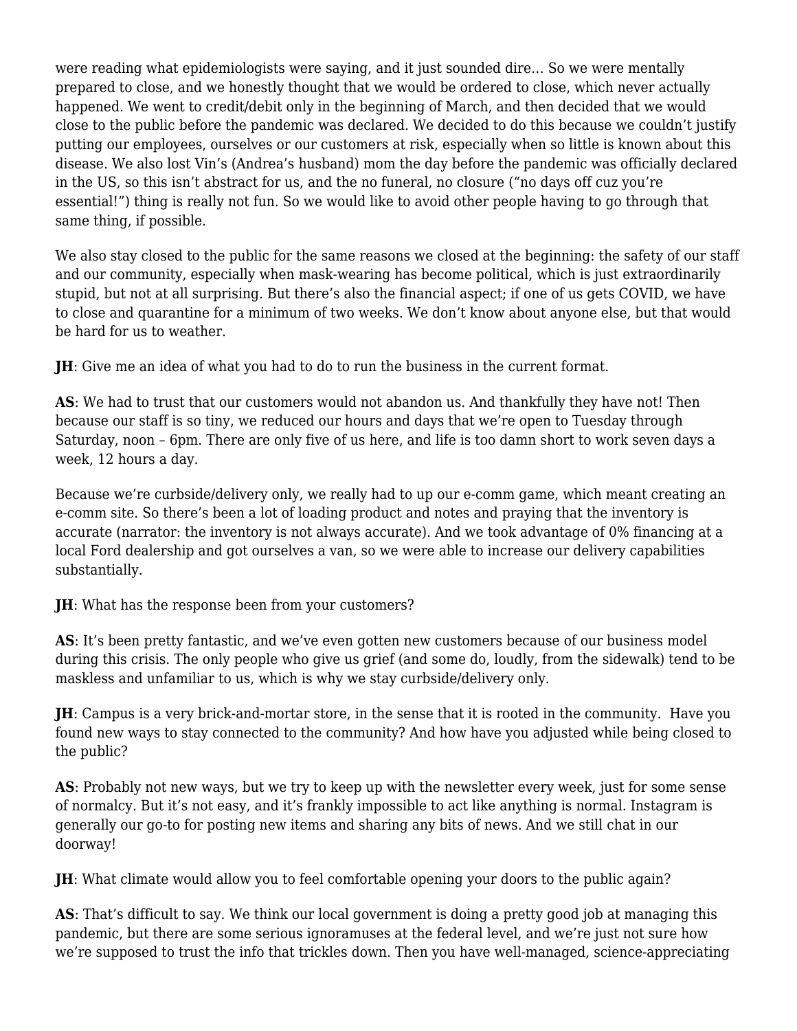were reading what epidemiologists were saying, and it just sounded dire… So we were mentally prepared to close, and we honestly thought that we would be ordered to close, which never actually happened. We went to credit/debit only in the beginning of March, and then decided that we would close to the public before the pandemic was declared. We decided to do this because we couldn't justify putting our employees, ourselves or our customers at risk, especially when so little is known about this disease. We also lost Vin's (Andrea's husband) mom the day before the pandemic was officially declared in the US, so this isn't abstract for us, and the no funeral, no closure ("no days off cuz you're essential!") thing is really not fun. So we would like to avoid other people having to go through that same thing, if possible.

We also stay closed to the public for the same reasons we closed at the beginning: the safety of our staff and our community, especially when mask-wearing has become political, which is just extraordinarily stupid, but not at all surprising. But there's also the financial aspect; if one of us gets COVID, we have to close and quarantine for a minimum of two weeks. We don't know about anyone else, but that would be hard for us to weather.

**JH**: Give me an idea of what you had to do to run the business in the current format.

**AS**: We had to trust that our customers would not abandon us. And thankfully they have not! Then because our staff is so tiny, we reduced our hours and days that we're open to Tuesday through Saturday, noon – 6pm. There are only five of us here, and life is too damn short to work seven days a week, 12 hours a day.

Because we're curbside/delivery only, we really had to up our e-comm game, which meant creating an e-comm site. So there's been a lot of loading product and notes and praying that the inventory is accurate (narrator: the inventory is not always accurate). And we took advantage of 0% financing at a local Ford dealership and got ourselves a van, so we were able to increase our delivery capabilities substantially.

**JH**: What has the response been from your customers?

**AS**: It's been pretty fantastic, and we've even gotten new customers because of our business model during this crisis. The only people who give us grief (and some do, loudly, from the sidewalk) tend to be maskless and unfamiliar to us, which is why we stay curbside/delivery only.

**JH**: Campus is a very brick-and-mortar store, in the sense that it is rooted in the community. Have you found new ways to stay connected to the community? And how have you adjusted while being closed to the public?

**AS**: Probably not new ways, but we try to keep up with the newsletter every week, just for some sense of normalcy. But it's not easy, and it's frankly impossible to act like anything is normal. Instagram is generally our go-to for posting new items and sharing any bits of news. And we still chat in our doorway!

**JH**: What climate would allow you to feel comfortable opening your doors to the public again?

**AS**: That's difficult to say. We think our local government is doing a pretty good job at managing this pandemic, but there are some serious ignoramuses at the federal level, and we're just not sure how we're supposed to trust the info that trickles down. Then you have well-managed, science-appreciating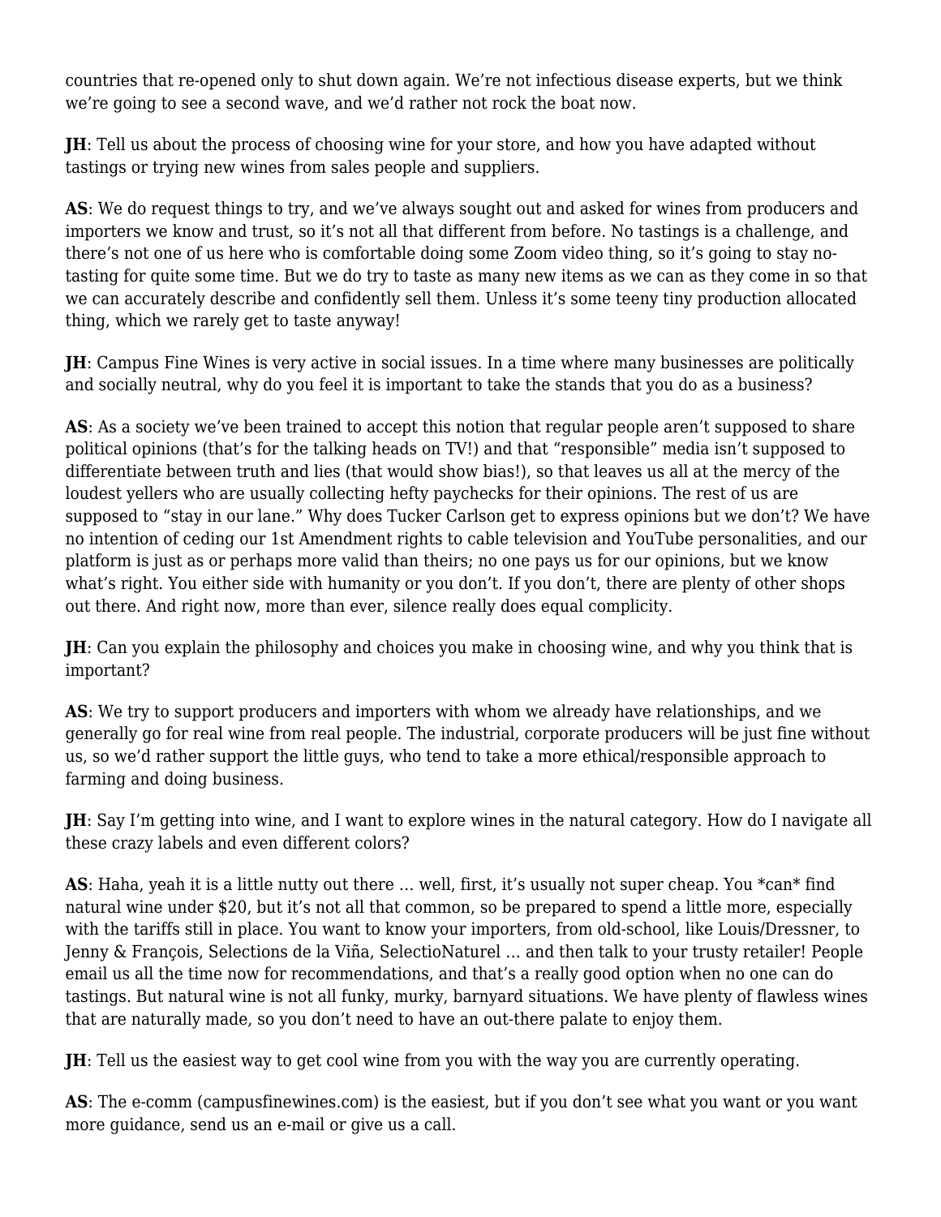countries that re-opened only to shut down again. We're not infectious disease experts, but we think we're going to see a second wave, and we'd rather not rock the boat now.

**JH**: Tell us about the process of choosing wine for your store, and how you have adapted without tastings or trying new wines from sales people and suppliers.

**AS**: We do request things to try, and we've always sought out and asked for wines from producers and importers we know and trust, so it's not all that different from before. No tastings is a challenge, and there's not one of us here who is comfortable doing some Zoom video thing, so it's going to stay no-tasting for quite some time. But we do try to taste as many new items as we can as they come in so that we can accurately describe and confidently sell them. Unless it's some teeny tiny production allocated thing, which we rarely get to taste anyway!

**JH**: Campus Fine Wines is very active in social issues. In a time where many businesses are politically and socially neutral, why do you feel it is important to take the stands that you do as a business?

**AS**: As a society we've been trained to accept this notion that regular people aren't supposed to share political opinions (that's for the talking heads on TV!) and that "responsible" media isn't supposed to differentiate between truth and lies (that would show bias!), so that leaves us all at the mercy of the loudest yellers who are usually collecting hefty paychecks for their opinions. The rest of us are supposed to "stay in our lane." Why does Tucker Carlson get to express opinions but we don't? We have no intention of ceding our 1st Amendment rights to cable television and YouTube personalities, and our platform is just as or perhaps more valid than theirs; no one pays us for our opinions, but we know what's right. You either side with humanity or you don't. If you don't, there are plenty of other shops out there. And right now, more than ever, silence really does equal complicity.

**JH**: Can you explain the philosophy and choices you make in choosing wine, and why you think that is important?

**AS**: We try to support producers and importers with whom we already have relationships, and we generally go for real wine from real people. The industrial, corporate producers will be just fine without us, so we'd rather support the little guys, who tend to take a more ethical/responsible approach to farming and doing business.

**JH**: Say I'm getting into wine, and I want to explore wines in the natural category. How do I navigate all these crazy labels and even different colors?

**AS**: Haha, yeah it is a little nutty out there … well, first, it's usually not super cheap. You *can* find natural wine under $20, but it's not all that common, so be prepared to spend a little more, especially with the tariffs still in place. You want to know your importers, from old-school, like Louis/Dressner, to Jenny & François, Selections de la Viña, SelectioNaturel … and then talk to your trusty retailer! People email us all the time now for recommendations, and that's a really good option when no one can do tastings. But natural wine is not all funky, murky, barnyard situations. We have plenty of flawless wines that are naturally made, so you don't need to have an out-there palate to enjoy them.

**JH**: Tell us the easiest way to get cool wine from you with the way you are currently operating.

**AS**: The e-comm (campusfinewines.com) is the easiest, but if you don't see what you want or you want more guidance, send us an e-mail or give us a call.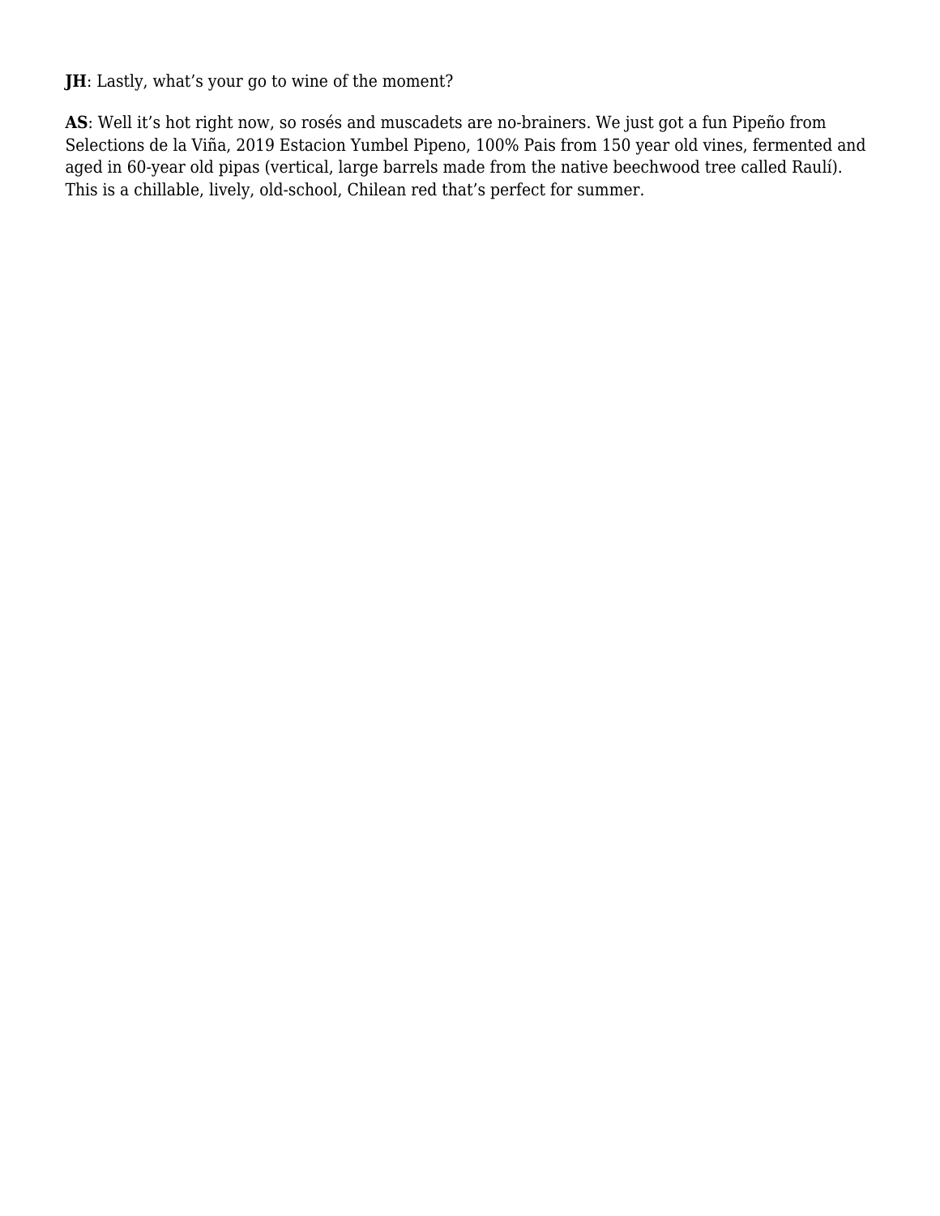**JH**: Lastly, what’s your go to wine of the moment?

**AS**: Well it’s hot right now, so rosés and muscadets are no-brainers. We just got a fun Pipeño from Selections de la Viña, 2019 Estacion Yumbel Pipeno, 100% Pais from 150 year old vines, fermented and aged in 60-year old pipas (vertical, large barrels made from the native beechwood tree called Raulí). This is a chillable, lively, old-school, Chilean red that’s perfect for summer.